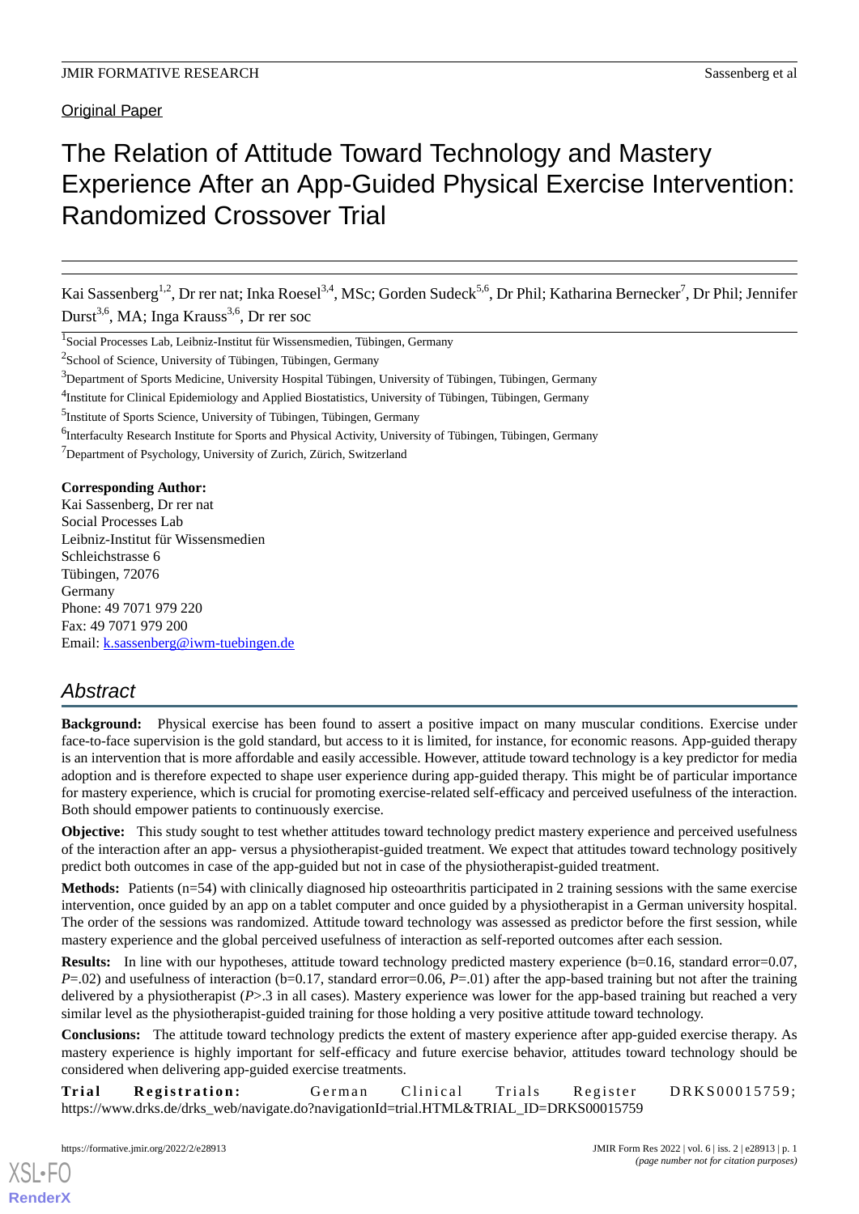Original Paper

# The Relation of Attitude Toward Technology and Mastery Experience After an App-Guided Physical Exercise Intervention: Randomized Crossover Trial

Kai Sassenberg[1,2], Dr rer nat; Inka Roesel[3,4], MSc; Gorden Sudeck[5,6], Dr Phil; Katharina Bernecker[7], Dr Phil; Jennifer Durst[3,6], MA; Inga Krauss[3,6], Dr rer soc

[1]Social Processes Lab, Leibniz-Institut für Wissensmedien, Tübingen, Germany

[2]School of Science, University of Tübingen, Tübingen, Germany

[3]Department of Sports Medicine, University Hospital Tübingen, University of Tübingen, Tübingen, Germany

[4]Institute for Clinical Epidemiology and Applied Biostatistics, University of Tübingen, Tübingen, Germany

[5]Institute of Sports Science, University of Tübingen, Tübingen, Germany

[6]Interfaculty Research Institute for Sports and Physical Activity, University of Tübingen, Tübingen, Germany

[7]Department of Psychology, University of Zurich, Zürich, Switzerland

**Corresponding Author:**
Kai Sassenberg, Dr rer nat
Social Processes Lab
Leibniz-Institut für Wissensmedien
Schleichstrasse 6
Tübingen, 72076
Germany
Phone: 49 7071 979 220
Fax: 49 7071 979 200
Email: k.sassenberg@iwm-tuebingen.de

## Abstract

**Background:** Physical exercise has been found to assert a positive impact on many muscular conditions. Exercise under face-to-face supervision is the gold standard, but access to it is limited, for instance, for economic reasons. App-guided therapy is an intervention that is more affordable and easily accessible. However, attitude toward technology is a key predictor for media adoption and is therefore expected to shape user experience during app-guided therapy. This might be of particular importance for mastery experience, which is crucial for promoting exercise-related self-efficacy and perceived usefulness of the interaction. Both should empower patients to continuously exercise.

**Objective:** This study sought to test whether attitudes toward technology predict mastery experience and perceived usefulness of the interaction after an app- versus a physiotherapist-guided treatment. We expect that attitudes toward technology positively predict both outcomes in case of the app-guided but not in case of the physiotherapist-guided treatment.

**Methods:** Patients (n=54) with clinically diagnosed hip osteoarthritis participated in 2 training sessions with the same exercise intervention, once guided by an app on a tablet computer and once guided by a physiotherapist in a German university hospital. The order of the sessions was randomized. Attitude toward technology was assessed as predictor before the first session, while mastery experience and the global perceived usefulness of interaction as self-reported outcomes after each session.

**Results:** In line with our hypotheses, attitude toward technology predicted mastery experience (b=0.16, standard error=0.07, *P*=.02) and usefulness of interaction (b=0.17, standard error=0.06, *P*=.01) after the app-based training but not after the training delivered by a physiotherapist (*P*>.3 in all cases). Mastery experience was lower for the app-based training but reached a very similar level as the physiotherapist-guided training for those holding a very positive attitude toward technology.

**Conclusions:** The attitude toward technology predicts the extent of mastery experience after app-guided exercise therapy. As mastery experience is highly important for self-efficacy and future exercise behavior, attitudes toward technology should be considered when delivering app-guided exercise treatments.

**Trial Registration:** German Clinical Trials Register DRKS00015759; https://www.drks.de/drks_web/navigate.do?navigationId=trial.HTML&TRIAL_ID=DRKS00015759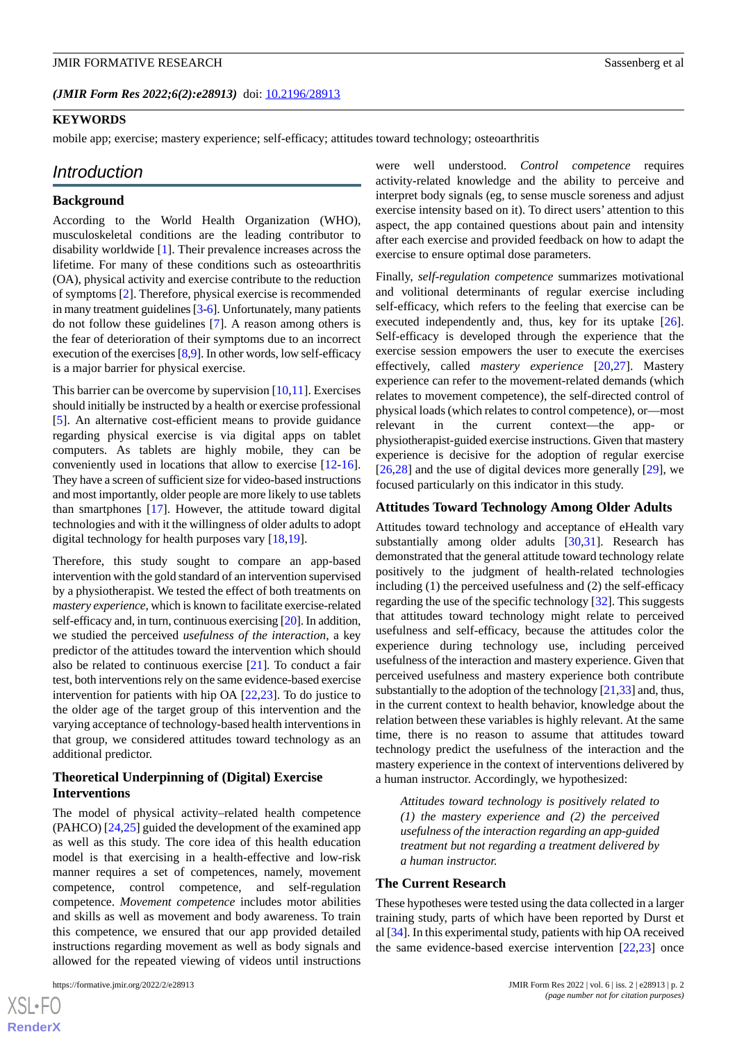(JMIR Form Res 2022;6(2):e28913) doi: 10.2196/28913

**KEYWORDS**

mobile app; exercise; mastery experience; self-efficacy; attitudes toward technology; osteoarthritis

## Introduction

### Background

According to the World Health Organization (WHO), musculoskeletal conditions are the leading contributor to disability worldwide [1]. Their prevalence increases across the lifetime. For many of these conditions such as osteoarthritis (OA), physical activity and exercise contribute to the reduction of symptoms [2]. Therefore, physical exercise is recommended in many treatment guidelines [3-6]. Unfortunately, many patients do not follow these guidelines [7]. A reason among others is the fear of deterioration of their symptoms due to an incorrect execution of the exercises [8,9]. In other words, low self-efficacy is a major barrier for physical exercise.

This barrier can be overcome by supervision [10,11]. Exercises should initially be instructed by a health or exercise professional [5]. An alternative cost-efficient means to provide guidance regarding physical exercise is via digital apps on tablet computers. As tablets are highly mobile, they can be conveniently used in locations that allow to exercise [12-16]. They have a screen of sufficient size for video-based instructions and most importantly, older people are more likely to use tablets than smartphones [17]. However, the attitude toward digital technologies and with it the willingness of older adults to adopt digital technology for health purposes vary [18,19].

Therefore, this study sought to compare an app-based intervention with the gold standard of an intervention supervised by a physiotherapist. We tested the effect of both treatments on *mastery experience*, which is known to facilitate exercise-related self-efficacy and, in turn, continuous exercising [20]. In addition, we studied the perceived *usefulness of the interaction*, a key predictor of the attitudes toward the intervention which should also be related to continuous exercise [21]. To conduct a fair test, both interventions rely on the same evidence-based exercise intervention for patients with hip OA [22,23]. To do justice to the older age of the target group of this intervention and the varying acceptance of technology-based health interventions in that group, we considered attitudes toward technology as an additional predictor.

### Theoretical Underpinning of (Digital) Exercise Interventions

The model of physical activity–related health competence (PAHCO) [24,25] guided the development of the examined app as well as this study. The core idea of this health education model is that exercising in a health-effective and low-risk manner requires a set of competences, namely, movement competence, control competence, and self-regulation competence. *Movement competence* includes motor abilities and skills as well as movement and body awareness. To train this competence, we ensured that our app provided detailed instructions regarding movement as well as body signals and allowed for the repeated viewing of videos until instructions were well understood. *Control competence* requires activity-related knowledge and the ability to perceive and interpret body signals (eg, to sense muscle soreness and adjust exercise intensity based on it). To direct users' attention to this aspect, the app contained questions about pain and intensity after each exercise and provided feedback on how to adapt the exercise to ensure optimal dose parameters.

Finally, *self-regulation competence* summarizes motivational and volitional determinants of regular exercise including self-efficacy, which refers to the feeling that exercise can be executed independently and, thus, key for its uptake [26]. Self-efficacy is developed through the experience that the exercise session empowers the user to execute the exercises effectively, called *mastery experience* [20,27]. Mastery experience can refer to the movement-related demands (which relates to movement competence), the self-directed control of physical loads (which relates to control competence), or—most relevant in the current context—the app- or physiotherapist-guided exercise instructions. Given that mastery experience is decisive for the adoption of regular exercise [26,28] and the use of digital devices more generally [29], we focused particularly on this indicator in this study.

### Attitudes Toward Technology Among Older Adults

Attitudes toward technology and acceptance of eHealth vary substantially among older adults [30,31]. Research has demonstrated that the general attitude toward technology relate positively to the judgment of health-related technologies including (1) the perceived usefulness and (2) the self-efficacy regarding the use of the specific technology [32]. This suggests that attitudes toward technology might relate to perceived usefulness and self-efficacy, because the attitudes color the experience during technology use, including perceived usefulness of the interaction and mastery experience. Given that perceived usefulness and mastery experience both contribute substantially to the adoption of the technology [21,33] and, thus, in the current context to health behavior, knowledge about the relation between these variables is highly relevant. At the same time, there is no reason to assume that attitudes toward technology predict the usefulness of the interaction and the mastery experience in the context of interventions delivered by a human instructor. Accordingly, we hypothesized:

> *Attitudes toward technology is positively related to (1) the mastery experience and (2) the perceived usefulness of the interaction regarding an app-guided treatment but not regarding a treatment delivered by a human instructor.*

### The Current Research

These hypotheses were tested using the data collected in a larger training study, parts of which have been reported by Durst et al [34]. In this experimental study, patients with hip OA received the same evidence-based exercise intervention [22,23] once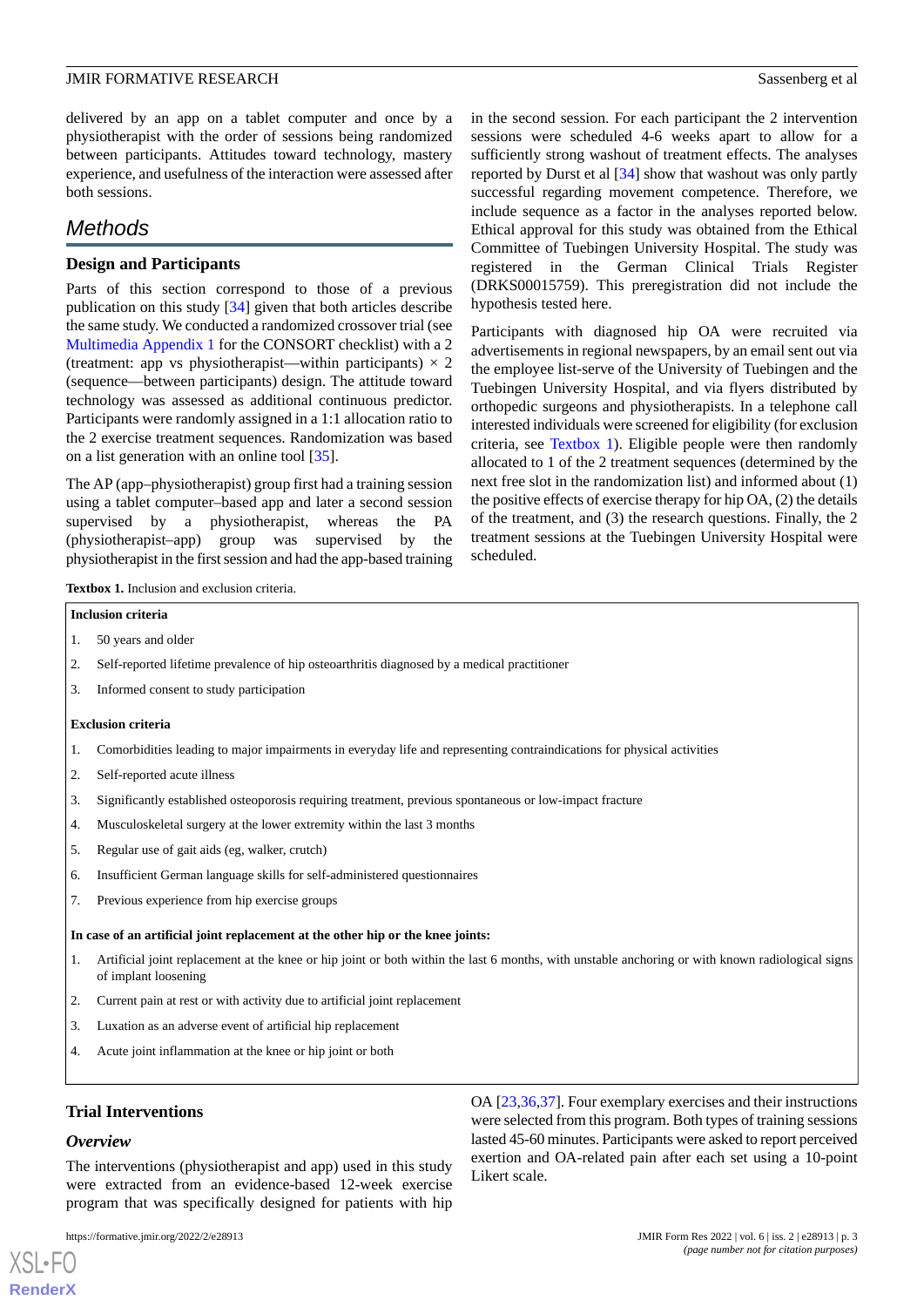delivered by an app on a tablet computer and once by a physiotherapist with the order of sessions being randomized between participants. Attitudes toward technology, mastery experience, and usefulness of the interaction were assessed after both sessions.

# Methods

## Design and Participants

Parts of this section correspond to those of a previous publication on this study [34] given that both articles describe the same study. We conducted a randomized crossover trial (see Multimedia Appendix 1 for the CONSORT checklist) with a 2 (treatment: app vs physiotherapist—within participants) × 2 (sequence—between participants) design. The attitude toward technology was assessed as additional continuous predictor. Participants were randomly assigned in a 1:1 allocation ratio to the 2 exercise treatment sequences. Randomization was based on a list generation with an online tool [35].

The AP (app–physiotherapist) group first had a training session using a tablet computer–based app and later a second session supervised by a physiotherapist, whereas the PA (physiotherapist–app) group was supervised by the physiotherapist in the first session and had the app-based training in the second session. For each participant the 2 intervention sessions were scheduled 4-6 weeks apart to allow for a sufficiently strong washout of treatment effects. The analyses reported by Durst et al [34] show that washout was only partly successful regarding movement competence. Therefore, we include sequence as a factor in the analyses reported below. Ethical approval for this study was obtained from the Ethical Committee of Tuebingen University Hospital. The study was registered in the German Clinical Trials Register (DRKS00015759). This preregistration did not include the hypothesis tested here.

Participants with diagnosed hip OA were recruited via advertisements in regional newspapers, by an email sent out via the employee list-serve of the University of Tuebingen and the Tuebingen University Hospital, and via flyers distributed by orthopedic surgeons and physiotherapists. In a telephone call interested individuals were screened for eligibility (for exclusion criteria, see Textbox 1). Eligible people were then randomly allocated to 1 of the 2 treatment sequences (determined by the next free slot in the randomization list) and informed about (1) the positive effects of exercise therapy for hip OA, (2) the details of the treatment, and (3) the research questions. Finally, the 2 treatment sessions at the Tuebingen University Hospital were scheduled.

**Textbox 1.** Inclusion and exclusion criteria.

**Inclusion criteria**

1. 50 years and older
2. Self-reported lifetime prevalence of hip osteoarthritis diagnosed by a medical practitioner
3. Informed consent to study participation

**Exclusion criteria**

1. Comorbidities leading to major impairments in everyday life and representing contraindications for physical activities
2. Self-reported acute illness
3. Significantly established osteoporosis requiring treatment, previous spontaneous or low-impact fracture
4. Musculoskeletal surgery at the lower extremity within the last 3 months
5. Regular use of gait aids (eg, walker, crutch)
6. Insufficient German language skills for self-administered questionnaires
7. Previous experience from hip exercise groups

**In case of an artificial joint replacement at the other hip or the knee joints:**

1. Artificial joint replacement at the knee or hip joint or both within the last 6 months, with unstable anchoring or with known radiological signs of implant loosening
2. Current pain at rest or with activity due to artificial joint replacement
3. Luxation as an adverse event of artificial hip replacement
4. Acute joint inflammation at the knee or hip joint or both

## Trial Interventions

### *Overview*

The interventions (physiotherapist and app) used in this study were extracted from an evidence-based 12-week exercise program that was specifically designed for patients with hip OA [23,36,37]. Four exemplary exercises and their instructions were selected from this program. Both types of training sessions lasted 45-60 minutes. Participants were asked to report perceived exertion and OA-related pain after each set using a 10-point Likert scale.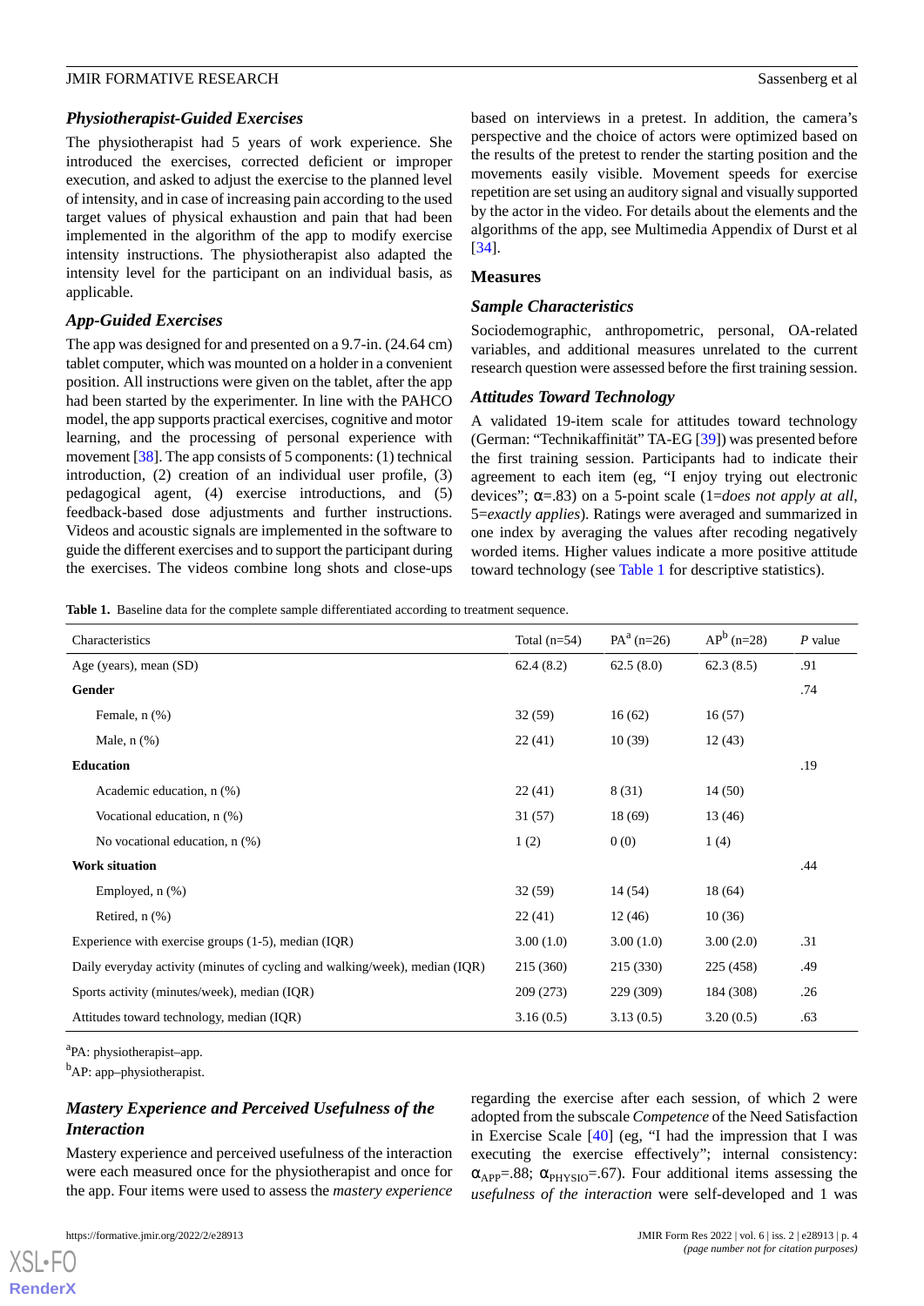### Physiotherapist-Guided Exercises

The physiotherapist had 5 years of work experience. She introduced the exercises, corrected deficient or improper execution, and asked to adjust the exercise to the planned level of intensity, and in case of increasing pain according to the used target values of physical exhaustion and pain that had been implemented in the algorithm of the app to modify exercise intensity instructions. The physiotherapist also adapted the intensity level for the participant on an individual basis, as applicable.

### App-Guided Exercises

The app was designed for and presented on a 9.7-in. (24.64 cm) tablet computer, which was mounted on a holder in a convenient position. All instructions were given on the tablet, after the app had been started by the experimenter. In line with the PAHCO model, the app supports practical exercises, cognitive and motor learning, and the processing of personal experience with movement [38]. The app consists of 5 components: (1) technical introduction, (2) creation of an individual user profile, (3) pedagogical agent, (4) exercise introductions, and (5) feedback-based dose adjustments and further instructions. Videos and acoustic signals are implemented in the software to guide the different exercises and to support the participant during the exercises. The videos combine long shots and close-ups based on interviews in a pretest. In addition, the camera's perspective and the choice of actors were optimized based on the results of the pretest to render the starting position and the movements easily visible. Movement speeds for exercise repetition are set using an auditory signal and visually supported by the actor in the video. For details about the elements and the algorithms of the app, see Multimedia Appendix of Durst et al [34].

## Measures

### Sample Characteristics

Sociodemographic, anthropometric, personal, OA-related variables, and additional measures unrelated to the current research question were assessed before the first training session.

### Attitudes Toward Technology

A validated 19-item scale for attitudes toward technology (German: "Technikaffinität" TA-EG [39]) was presented before the first training session. Participants had to indicate their agreement to each item (eg, "I enjoy trying out electronic devices"; $\alpha$=.83) on a 5-point scale (1=*does not apply at all*, 5=*exactly applies*). Ratings were averaged and summarized in one index by averaging the values after recoding negatively worded items. Higher values indicate a more positive attitude toward technology (see Table 1 for descriptive statistics).

**Table 1.** Baseline data for the complete sample differentiated according to treatment sequence.

| Characteristics | Total (n=54) | PA[a] (n=26) | AP[b] (n=28) | *P* value |
|---|---|---|---|---|
| Age (years), mean (SD) | 62.4 (8.2) | 62.5 (8.0) | 62.3 (8.5) | .91 |
| **Gender** | | | | .74 |
| Female, n (%) | 32 (59) | 16 (62) | 16 (57) | |
| Male, n (%) | 22 (41) | 10 (39) | 12 (43) | |
| **Education** | | | | .19 |
| Academic education, n (%) | 22 (41) | 8 (31) | 14 (50) | |
| Vocational education, n (%) | 31 (57) | 18 (69) | 13 (46) | |
| No vocational education, n (%) | 1 (2) | 0 (0) | 1 (4) | |
| **Work situation** | | | | .44 |
| Employed, n (%) | 32 (59) | 14 (54) | 18 (64) | |
| Retired, n (%) | 22 (41) | 12 (46) | 10 (36) | |
| Experience with exercise groups (1-5), median (IQR) | 3.00 (1.0) | 3.00 (1.0) | 3.00 (2.0) | .31 |
| Daily everyday activity (minutes of cycling and walking/week), median (IQR) | 215 (360) | 215 (330) | 225 (458) | .49 |
| Sports activity (minutes/week), median (IQR) | 209 (273) | 229 (309) | 184 (308) | .26 |
| Attitudes toward technology, median (IQR) | 3.16 (0.5) | 3.13 (0.5) | 3.20 (0.5) | .63 |

[a]PA: physiotherapist–app.

[b]AP: app–physiotherapist.

### Mastery Experience and Perceived Usefulness of the Interaction

Mastery experience and perceived usefulness of the interaction were each measured once for the physiotherapist and once for the app. Four items were used to assess the *mastery experience* regarding the exercise after each session, of which 2 were adopted from the subscale *Competence* of the Need Satisfaction in Exercise Scale [40] (eg, "I had the impression that I was executing the exercise effectively"; internal consistency: $\alpha_{APP}$=.88; $\alpha_{PHYSIO}$=.67). Four additional items assessing the *usefulness of the interaction* were self-developed and 1 was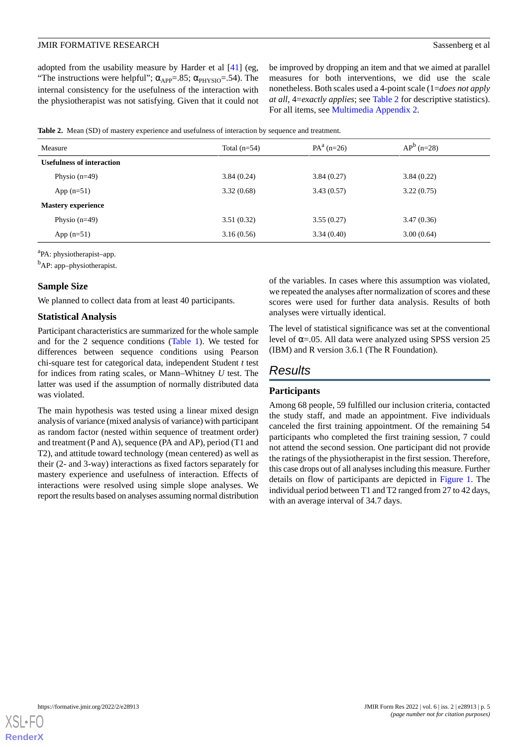adopted from the usability measure by Harder et al [41] (eg, "The instructions were helpful"; $\alpha_{APP}$=.85; $\alpha_{PHYSIO}$=.54). The internal consistency for the usefulness of the interaction with the physiotherapist was not satisfying. Given that it could not be improved by dropping an item and that we aimed at parallel measures for both interventions, we did use the scale nonetheless. Both scales used a 4-point scale (1=*does not apply at all*, 4=*exactly applies*; see Table 2 for descriptive statistics). For all items, see Multimedia Appendix 2.

**Table 2.** Mean (SD) of mastery experience and usefulness of interaction by sequence and treatment.

| Measure | Total (n=54) | PA[a] (n=26) | AP[b] (n=28) |
|---|---|---|---|
| **Usefulness of interaction** | | | |
| Physio (n=49) | 3.84 (0.24) | 3.84 (0.27) | 3.84 (0.22) |
| App (n=51) | 3.32 (0.68) | 3.43 (0.57) | 3.22 (0.75) |
| **Mastery experience** | | | |
| Physio (n=49) | 3.51 (0.32) | 3.55 (0.27) | 3.47 (0.36) |
| App (n=51) | 3.16 (0.56) | 3.34 (0.40) | 3.00 (0.64) |

[a]PA: physiotherapist–app.

[b]AP: app–physiotherapist.

### Sample Size

We planned to collect data from at least 40 participants.

### Statistical Analysis

Participant characteristics are summarized for the whole sample and for the 2 sequence conditions (Table 1). We tested for differences between sequence conditions using Pearson chi-square test for categorical data, independent Student *t* test for indices from rating scales, or Mann–Whitney *U* test. The latter was used if the assumption of normally distributed data was violated.

The main hypothesis was tested using a linear mixed design analysis of variance (mixed analysis of variance) with participant as random factor (nested within sequence of treatment order) and treatment (P and A), sequence (PA and AP), period (T1 and T2), and attitude toward technology (mean centered) as well as their (2- and 3-way) interactions as fixed factors separately for mastery experience and usefulness of interaction. Effects of interactions were resolved using simple slope analyses. We report the results based on analyses assuming normal distribution of the variables. In cases where this assumption was violated, we repeated the analyses after normalization of scores and these scores were used for further data analysis. Results of both analyses were virtually identical.

The level of statistical significance was set at the conventional level of $\alpha$=.05. All data were analyzed using SPSS version 25 (IBM) and R version 3.6.1 (The R Foundation).

## Results

### Participants

Among 68 people, 59 fulfilled our inclusion criteria, contacted the study staff, and made an appointment. Five individuals canceled the first training appointment. Of the remaining 54 participants who completed the first training session, 7 could not attend the second session. One participant did not provide the ratings of the physiotherapist in the first session. Therefore, this case drops out of all analyses including this measure. Further details on flow of participants are depicted in Figure 1. The individual period between T1 and T2 ranged from 27 to 42 days, with an average interval of 34.7 days.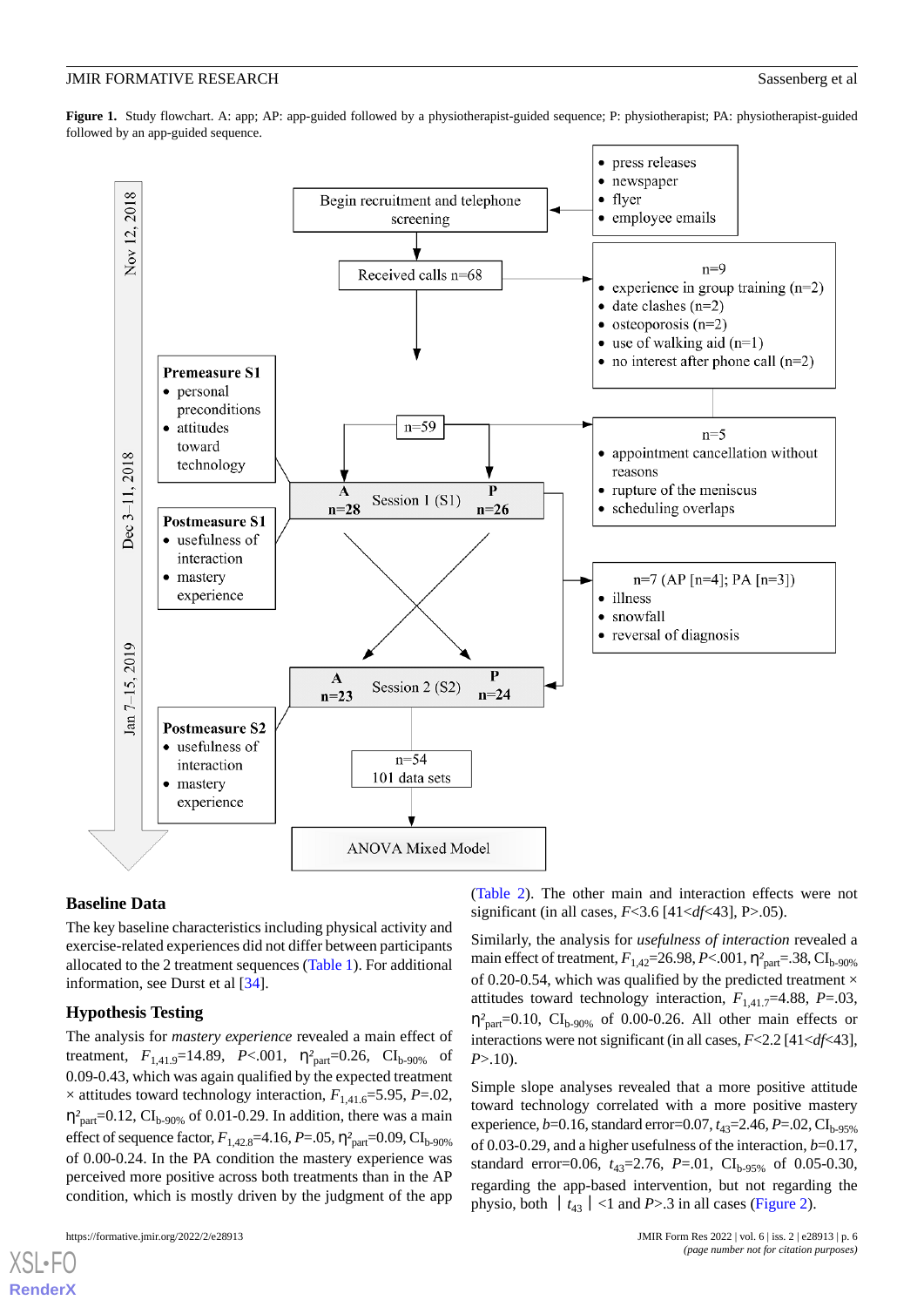**Figure 1.** Study flowchart. A: app; AP: app-guided followed by a physiotherapist-guided sequence; P: physiotherapist; PA: physiotherapist-guided followed by an app-guided sequence.

## Baseline Data

The key baseline characteristics including physical activity and exercise-related experiences did not differ between participants allocated to the 2 treatment sequences (Table 1). For additional information, see Durst et al [34].

## Hypothesis Testing

The analysis for *mastery experience* revealed a main effect of treatment, $F_{1,41.9}$=14.89, $P$<.001, $\eta^2_{part}$=0.26, $CI_{b\text{-}90\%}$ of 0.09-0.43, which was again qualified by the expected treatment × attitudes toward technology interaction, $F_{1,41.6}$=5.95, $P$=.02, $\eta^2_{part}$=0.12, $CI_{b\text{-}90\%}$ of 0.01-0.29. In addition, there was a main effect of sequence factor, $F_{1,42.8}$=4.16, $P$=.05, $\eta^2_{part}$=0.09, $CI_{b\text{-}90\%}$ of 0.00-0.24. In the PA condition the mastery experience was perceived more positive across both treatments than in the AP condition, which is mostly driven by the judgment of the app (Table 2). The other main and interaction effects were not significant (in all cases, $F$<3.6 [41<$df$<43], P>.05).

Similarly, the analysis for *usefulness of interaction* revealed a main effect of treatment, $F_{1,42}$=26.98, $P$<.001, $\eta^2_{part}$=.38, $CI_{b\text{-}90\%}$ of 0.20-0.54, which was qualified by the expected treatment × attitudes toward technology interaction, $F_{1,41.7}$=4.88, $P$=.03, $\eta^2_{part}$=0.10, $CI_{b\text{-}90\%}$ of 0.00-0.26. All other main effects or interactions were not significant (in all cases, $F$<2.2 [41<$df$<43], $P$>.10).

Simple slope analyses revealed that a more positive attitude toward technology correlated with a more positive mastery experience, $b$=0.16, standard error=0.07, $t_{43}$=2.46, $P$=.02, $CI_{b\text{-}95\%}$ of 0.03-0.29, and a higher usefulness of the interaction, $b$=0.17, standard error=0.06, $t_{43}$=2.76, $P$=.01, $CI_{b\text{-}95\%}$ of 0.05-0.30, regarding the app-based intervention, but not regarding the physio, both $|t_{43}|$<1 and $P$>.3 in all cases (Figure 2).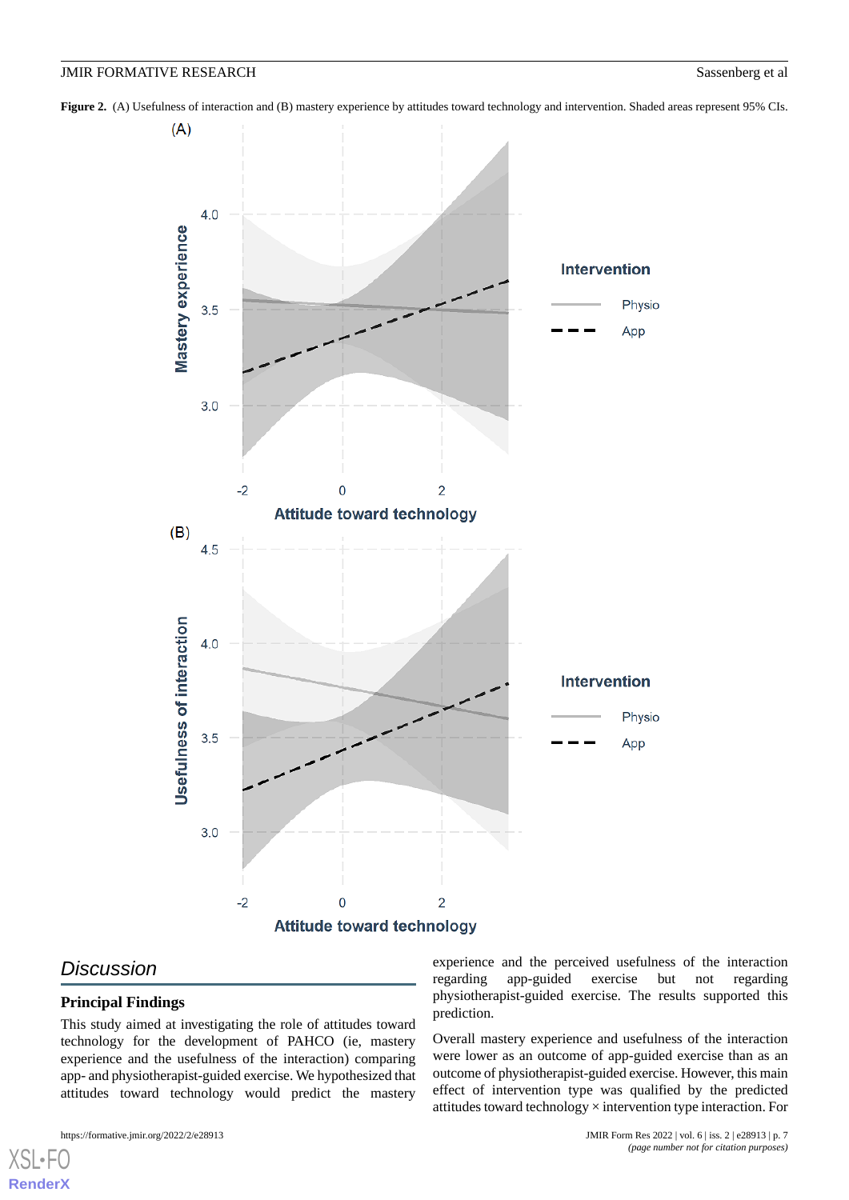**Figure 2.** (A) Usefulness of interaction and (B) mastery experience by attitudes toward technology and intervention. Shaded areas represent 95% CIs.

## Discussion

### Principal Findings

This study aimed at investigating the role of attitudes toward technology for the development of PAHCO (ie, mastery experience and the usefulness of the interaction) comparing app- and physiotherapist-guided exercise. We hypothesized that attitudes toward technology would predict the mastery experience and the perceived usefulness of the interaction regarding app-guided exercise but not regarding physiotherapist-guided exercise. The results supported this prediction.

Overall mastery experience and usefulness of the interaction were lower as an outcome of app-guided exercise than as an outcome of physiotherapist-guided exercise. However, this main effect of intervention type was qualified by the predicted attitudes toward technology × intervention type interaction. For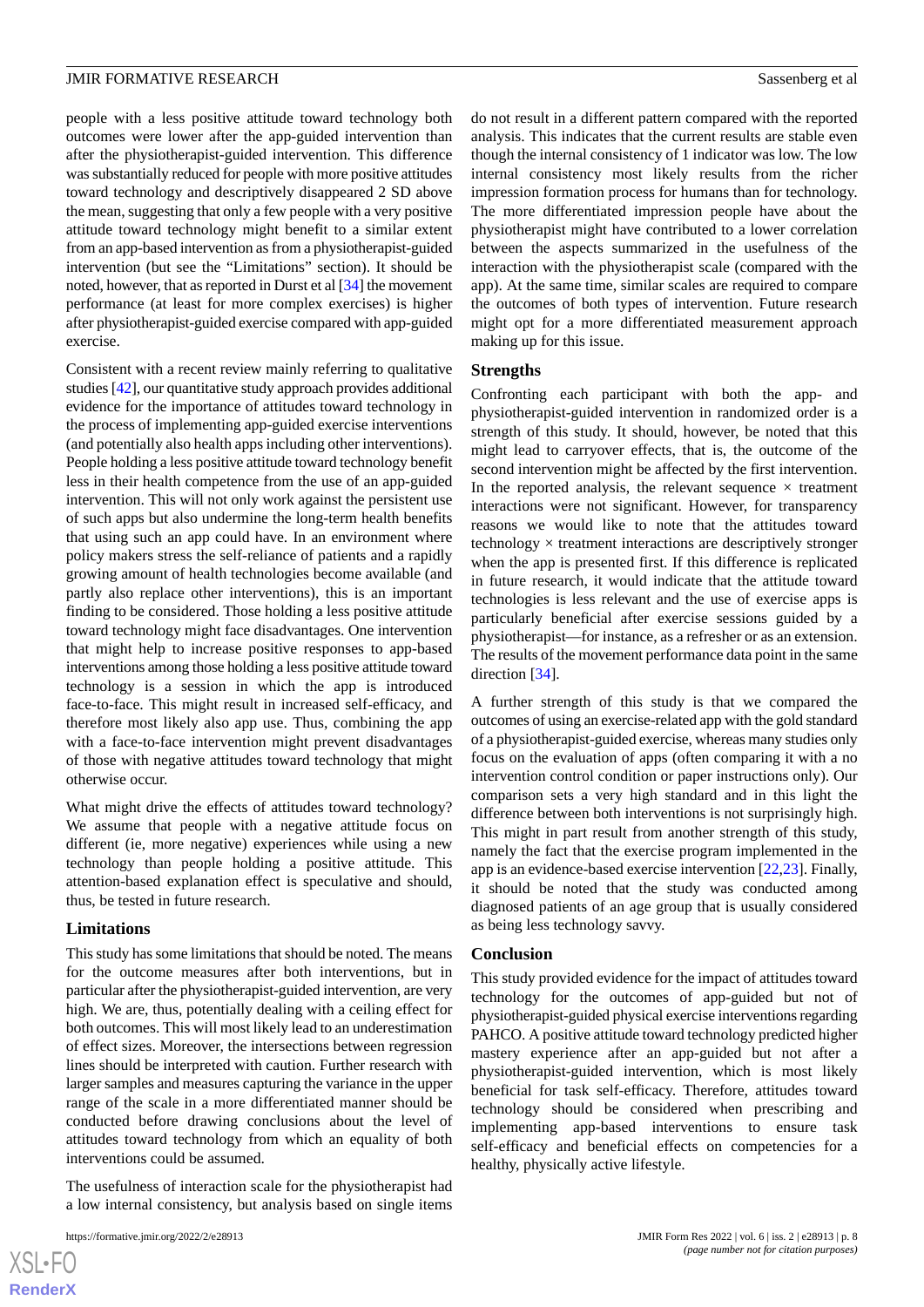people with a less positive attitude toward technology both outcomes were lower after the app-guided intervention than after the physiotherapist-guided intervention. This difference was substantially reduced for people with more positive attitudes toward technology and descriptively disappeared 2 SD above the mean, suggesting that only a few people with a very positive attitude toward technology might benefit to a similar extent from an app-based intervention as from a physiotherapist-guided intervention (but see the "Limitations" section). It should be noted, however, that as reported in Durst et al [34] the movement performance (at least for more complex exercises) is higher after physiotherapist-guided exercise compared with app-guided exercise.

Consistent with a recent review mainly referring to qualitative studies [42], our quantitative study approach provides additional evidence for the importance of attitudes toward technology in the process of implementing app-guided exercise interventions (and potentially also health apps including other interventions). People holding a less positive attitude toward technology benefit less in their health competence from the use of an app-guided intervention. This will not only work against the persistent use of such apps but also undermine the long-term health benefits that using such an app could have. In an environment where policy makers stress the self-reliance of patients and a rapidly growing amount of health technologies become available (and partly also replace other interventions), this is an important finding to be considered. Those holding a less positive attitude toward technology might face disadvantages. One intervention that might help to increase positive responses to app-based interventions among those holding a less positive attitude toward technology is a session in which the app is introduced face-to-face. This might result in increased self-efficacy, and therefore most likely also app use. Thus, combining the app with a face-to-face intervention might prevent disadvantages of those with negative attitudes toward technology that might otherwise occur.

What might drive the effects of attitudes toward technology? We assume that people with a negative attitude focus on different (ie, more negative) experiences while using a new technology than people holding a positive attitude. This attention-based explanation effect is speculative and should, thus, be tested in future research.

### Limitations

This study has some limitations that should be noted. The means for the outcome measures after both interventions, but in particular after the physiotherapist-guided intervention, are very high. We are, thus, potentially dealing with a ceiling effect for both outcomes. This will most likely lead to an underestimation of effect sizes. Moreover, the intersections between regression lines should be interpreted with caution. Further research with larger samples and measures capturing the variance in the upper range of the scale in a more differentiated manner should be conducted before drawing conclusions about the level of attitudes toward technology from which an equality of both interventions could be assumed.

The usefulness of interaction scale for the physiotherapist had a low internal consistency, but analysis based on single items do not result in a different pattern compared with the reported analysis. This indicates that the current results are stable even though the internal consistency of 1 indicator was low. The low internal consistency most likely results from the richer impression formation process for humans than for technology. The more differentiated impression people have about the physiotherapist might have contributed to a lower correlation between the aspects summarized in the usefulness of the interaction with the physiotherapist scale (compared with the app). At the same time, similar scales are required to compare the outcomes of both types of intervention. Future research might opt for a more differentiated measurement approach making up for this issue.

### Strengths

Confronting each participant with both the app- and physiotherapist-guided intervention in randomized order is a strength of this study. It should, however, be noted that this might lead to carryover effects, that is, the outcome of the second intervention might be affected by the first intervention. In the reported analysis, the relevant sequence × treatment interactions were not significant. However, for transparency reasons we would like to note that the attitudes toward technology × treatment interactions are descriptively stronger when the app is presented first. If this difference is replicated in future research, it would indicate that the attitude toward technologies is less relevant and the use of exercise apps is particularly beneficial after exercise sessions guided by a physiotherapist—for instance, as a refresher or as an extension. The results of the movement performance data point in the same direction [34].

A further strength of this study is that we compared the outcomes of using an exercise-related app with the gold standard of a physiotherapist-guided exercise, whereas many studies only focus on the evaluation of apps (often comparing it with a no intervention control condition or paper instructions only). Our comparison sets a very high standard and in this light the difference between both interventions is not surprisingly high. This might in part result from another strength of this study, namely the fact that the exercise program implemented in the app is an evidence-based exercise intervention [22,23]. Finally, it should be noted that the study was conducted among diagnosed patients of an age group that is usually considered as being less technology savvy.

### Conclusion

This study provided evidence for the impact of attitudes toward technology for the outcomes of app-guided but not of physiotherapist-guided physical exercise interventions regarding PAHCO. A positive attitude toward technology predicted higher mastery experience after an app-guided but not after a physiotherapist-guided intervention, which is most likely beneficial for task self-efficacy. Therefore, attitudes toward technology should be considered when prescribing and implementing app-based interventions to ensure task self-efficacy and beneficial effects on competencies for a healthy, physically active lifestyle.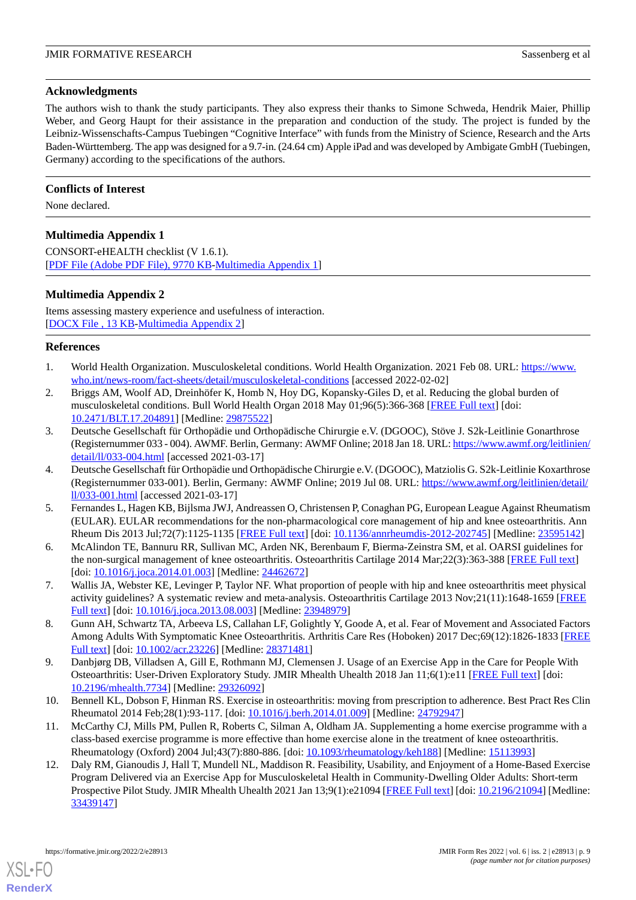## Acknowledgments

The authors wish to thank the study participants. They also express their thanks to Simone Schweda, Hendrik Maier, Phillip Weber, and Georg Haupt for their assistance in the preparation and conduction of the study. The project is funded by the Leibniz-Wissenschafts-Campus Tuebingen "Cognitive Interface" with funds from the Ministry of Science, Research and the Arts Baden-Württemberg. The app was designed for a 9.7-in. (24.64 cm) Apple iPad and was developed by Ambigate GmbH (Tuebingen, Germany) according to the specifications of the authors.

## Conflicts of Interest

None declared.

## Multimedia Appendix 1

CONSORT-eHEALTH checklist (V 1.6.1).
[PDF File (Adobe PDF File), 9770 KB-Multimedia Appendix 1]

## Multimedia Appendix 2

Items assessing mastery experience and usefulness of interaction.
[DOCX File , 13 KB-Multimedia Appendix 2]

## References

1. World Health Organization. Musculoskeletal conditions. World Health Organization. 2021 Feb 08. URL: https://www.who.int/news-room/fact-sheets/detail/musculoskeletal-conditions [accessed 2022-02-02]
2. Briggs AM, Woolf AD, Dreinhöfer K, Homb N, Hoy DG, Kopansky-Giles D, et al. Reducing the global burden of musculoskeletal conditions. Bull World Health Organ 2018 May 01;96(5):366-368 [FREE Full text] [doi: 10.2471/BLT.17.204891] [Medline: 29875522]
3. Deutsche Gesellschaft für Orthopädie und Orthopädische Chirurgie e.V. (DGOOC), Stöve J. S2k-Leitlinie Gonarthrose (Registernummer 033 - 004). AWMF. Berlin, Germany: AWMF Online; 2018 Jan 18. URL: https://www.awmf.org/leitlinien/detail/ll/033-004.html [accessed 2021-03-17]
4. Deutsche Gesellschaft für Orthopädie und Orthopädische Chirurgie e.V. (DGOOC), Matziolis G. S2k-Leitlinie Koxarthrose (Registernummer 033-001). Berlin, Germany: AWMF Online; 2019 Jul 08. URL: https://www.awmf.org/leitlinien/detail/ll/033-001.html [accessed 2021-03-17]
5. Fernandes L, Hagen KB, Bijlsma JWJ, Andreassen O, Christensen P, Conaghan PG, European League Against Rheumatism (EULAR). EULAR recommendations for the non-pharmacological core management of hip and knee osteoarthritis. Ann Rheum Dis 2013 Jul;72(7):1125-1135 [FREE Full text] [doi: 10.1136/annrheumdis-2012-202745] [Medline: 23595142]
6. McAlindon TE, Bannuru RR, Sullivan MC, Arden NK, Berenbaum F, Bierma-Zeinstra SM, et al. OARSI guidelines for the non-surgical management of knee osteoarthritis. Osteoarthritis Cartilage 2014 Mar;22(3):363-388 [FREE Full text] [doi: 10.1016/j.joca.2014.01.003] [Medline: 24462672]
7. Wallis JA, Webster KE, Levinger P, Taylor NF. What proportion of people with hip and knee osteoarthritis meet physical activity guidelines? A systematic review and meta-analysis. Osteoarthritis Cartilage 2013 Nov;21(11):1648-1659 [FREE Full text] [doi: 10.1016/j.joca.2013.08.003] [Medline: 23948979]
8. Gunn AH, Schwartz TA, Arbeeva LS, Callahan LF, Golightly Y, Goode A, et al. Fear of Movement and Associated Factors Among Adults With Symptomatic Knee Osteoarthritis. Arthritis Care Res (Hoboken) 2017 Dec;69(12):1826-1833 [FREE Full text] [doi: 10.1002/acr.23226] [Medline: 28371481]
9. Danbjørg DB, Villadsen A, Gill E, Rothmann MJ, Clemensen J. Usage of an Exercise App in the Care for People With Osteoarthritis: User-Driven Exploratory Study. JMIR Mhealth Uhealth 2018 Jan 11;6(1):e11 [FREE Full text] [doi: 10.2196/mhealth.7734] [Medline: 29326092]
10. Bennell KL, Dobson F, Hinman RS. Exercise in osteoarthritis: moving from prescription to adherence. Best Pract Res Clin Rheumatol 2014 Feb;28(1):93-117. [doi: 10.1016/j.berh.2014.01.009] [Medline: 24792947]
11. McCarthy CJ, Mills PM, Pullen R, Roberts C, Silman A, Oldham JA. Supplementing a home exercise programme with a class-based exercise programme is more effective than home exercise alone in the treatment of knee osteoarthritis. Rheumatology (Oxford) 2004 Jul;43(7):880-886. [doi: 10.1093/rheumatology/keh188] [Medline: 15113993]
12. Daly RM, Gianoudis J, Hall T, Mundell NL, Maddison R. Feasibility, Usability, and Enjoyment of a Home-Based Exercise Program Delivered via an Exercise App for Musculoskeletal Health in Community-Dwelling Older Adults: Short-term Prospective Pilot Study. JMIR Mhealth Uhealth 2021 Jan 13;9(1):e21094 [FREE Full text] [doi: 10.2196/21094] [Medline: 33439147]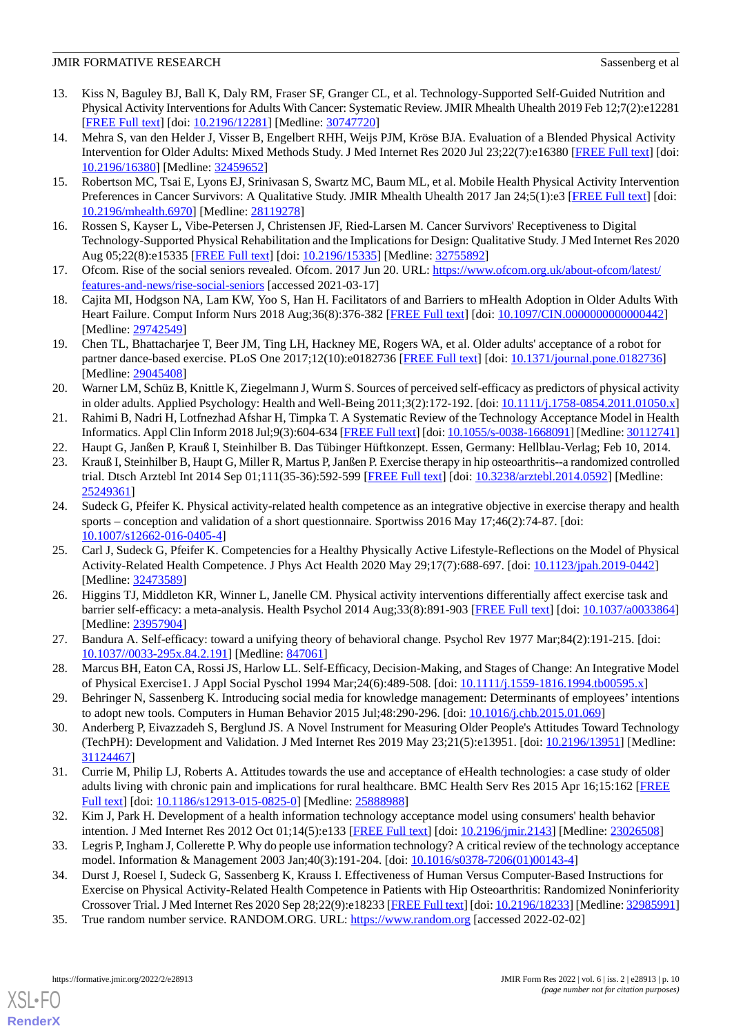13. Kiss N, Baguley BJ, Ball K, Daly RM, Fraser SF, Granger CL, et al. Technology-Supported Self-Guided Nutrition and Physical Activity Interventions for Adults With Cancer: Systematic Review. JMIR Mhealth Uhealth 2019 Feb 12;7(2):e12281 [FREE Full text] [doi: 10.2196/12281] [Medline: 30747720]
14. Mehra S, van den Helder J, Visser B, Engelbert RHH, Weijs PJM, Kröse BJA. Evaluation of a Blended Physical Activity Intervention for Older Adults: Mixed Methods Study. J Med Internet Res 2020 Jul 23;22(7):e16380 [FREE Full text] [doi: 10.2196/16380] [Medline: 32459652]
15. Robertson MC, Tsai E, Lyons EJ, Srinivasan S, Swartz MC, Baum ML, et al. Mobile Health Physical Activity Intervention Preferences in Cancer Survivors: A Qualitative Study. JMIR Mhealth Uhealth 2017 Jan 24;5(1):e3 [FREE Full text] [doi: 10.2196/mhealth.6970] [Medline: 28119278]
16. Rossen S, Kayser L, Vibe-Petersen J, Christensen JF, Ried-Larsen M. Cancer Survivors' Receptiveness to Digital Technology-Supported Physical Rehabilitation and the Implications for Design: Qualitative Study. J Med Internet Res 2020 Aug 05;22(8):e15335 [FREE Full text] [doi: 10.2196/15335] [Medline: 32755892]
17. Ofcom. Rise of the social seniors revealed. Ofcom. 2017 Jun 20. URL: https://www.ofcom.org.uk/about-ofcom/latest/features-and-news/rise-social-seniors [accessed 2021-03-17]
18. Cajita MI, Hodgson NA, Lam KW, Yoo S, Han H. Facilitators of and Barriers to mHealth Adoption in Older Adults With Heart Failure. Comput Inform Nurs 2018 Aug;36(8):376-382 [FREE Full text] [doi: 10.1097/CIN.0000000000000442] [Medline: 29742549]
19. Chen TL, Bhattacharjee T, Beer JM, Ting LH, Hackney ME, Rogers WA, et al. Older adults' acceptance of a robot for partner dance-based exercise. PLoS One 2017;12(10):e0182736 [FREE Full text] [doi: 10.1371/journal.pone.0182736] [Medline: 29045408]
20. Warner LM, Schüz B, Knittle K, Ziegelmann J, Wurm S. Sources of perceived self-efficacy as predictors of physical activity in older adults. Applied Psychology: Health and Well-Being 2011;3(2):172-192. [doi: 10.1111/j.1758-0854.2011.01050.x]
21. Rahimi B, Nadri H, Lotfnezhad Afshar H, Timpka T. A Systematic Review of the Technology Acceptance Model in Health Informatics. Appl Clin Inform 2018 Jul;9(3):604-634 [FREE Full text] [doi: 10.1055/s-0038-1668091] [Medline: 30112741]
22. Haupt G, Janßen P, Krauß I, Steinhilber B. Das Tübinger Hüftkonzept. Essen, Germany: Hellblau-Verlag; Feb 10, 2014.
23. Krauß I, Steinhilber B, Haupt G, Miller R, Martus P, Janßen P. Exercise therapy in hip osteoarthritis--a randomized controlled trial. Dtsch Arztebl Int 2014 Sep 01;111(35-36):592-599 [FREE Full text] [doi: 10.3238/arztebl.2014.0592] [Medline: 25249361]
24. Sudeck G, Pfeifer K. Physical activity-related health competence as an integrative objective in exercise therapy and health sports – conception and validation of a short questionnaire. Sportwiss 2016 May 17;46(2):74-87. [doi: 10.1007/s12662-016-0405-4]
25. Carl J, Sudeck G, Pfeifer K. Competencies for a Healthy Physically Active Lifestyle-Reflections on the Model of Physical Activity-Related Health Competence. J Phys Act Health 2020 May 29;17(7):688-697. [doi: 10.1123/jpah.2019-0442] [Medline: 32473589]
26. Higgins TJ, Middleton KR, Winner L, Janelle CM. Physical activity interventions differentially affect exercise task and barrier self-efficacy: a meta-analysis. Health Psychol 2014 Aug;33(8):891-903 [FREE Full text] [doi: 10.1037/a0033864] [Medline: 23957904]
27. Bandura A. Self-efficacy: toward a unifying theory of behavioral change. Psychol Rev 1977 Mar;84(2):191-215. [doi: 10.1037//0033-295x.84.2.191] [Medline: 847061]
28. Marcus BH, Eaton CA, Rossi JS, Harlow LL. Self-Efficacy, Decision-Making, and Stages of Change: An Integrative Model of Physical Exercise1. J Appl Social Pyschol 1994 Mar;24(6):489-508. [doi: 10.1111/j.1559-1816.1994.tb00595.x]
29. Behringer N, Sassenberg K. Introducing social media for knowledge management: Determinants of employees' intentions to adopt new tools. Computers in Human Behavior 2015 Jul;48:290-296. [doi: 10.1016/j.chb.2015.01.069]
30. Anderberg P, Eivazzadeh S, Berglund JS. A Novel Instrument for Measuring Older People's Attitudes Toward Technology (TechPH): Development and Validation. J Med Internet Res 2019 May 23;21(5):e13951. [doi: 10.2196/13951] [Medline: 31124467]
31. Currie M, Philip LJ, Roberts A. Attitudes towards the use and acceptance of eHealth technologies: a case study of older adults living with chronic pain and implications for rural healthcare. BMC Health Serv Res 2015 Apr 16;15:162 [FREE Full text] [doi: 10.1186/s12913-015-0825-0] [Medline: 25888988]
32. Kim J, Park H. Development of a health information technology acceptance model using consumers' health behavior intention. J Med Internet Res 2012 Oct 01;14(5):e133 [FREE Full text] [doi: 10.2196/jmir.2143] [Medline: 23026508]
33. Legris P, Ingham J, Collerette P. Why do people use information technology? A critical review of the technology acceptance model. Information & Management 2003 Jan;40(3):191-204. [doi: 10.1016/s0378-7206(01)00143-4]
34. Durst J, Roesel I, Sudeck G, Sassenberg K, Krauss I. Effectiveness of Human Versus Computer-Based Instructions for Exercise on Physical Activity-Related Health Competence in Patients with Hip Osteoarthritis: Randomized Noninferiority Crossover Trial. J Med Internet Res 2020 Sep 28;22(9):e18233 [FREE Full text] [doi: 10.2196/18233] [Medline: 32985991]
35. True random number service. RANDOM.ORG. URL: https://www.random.org [accessed 2022-02-02]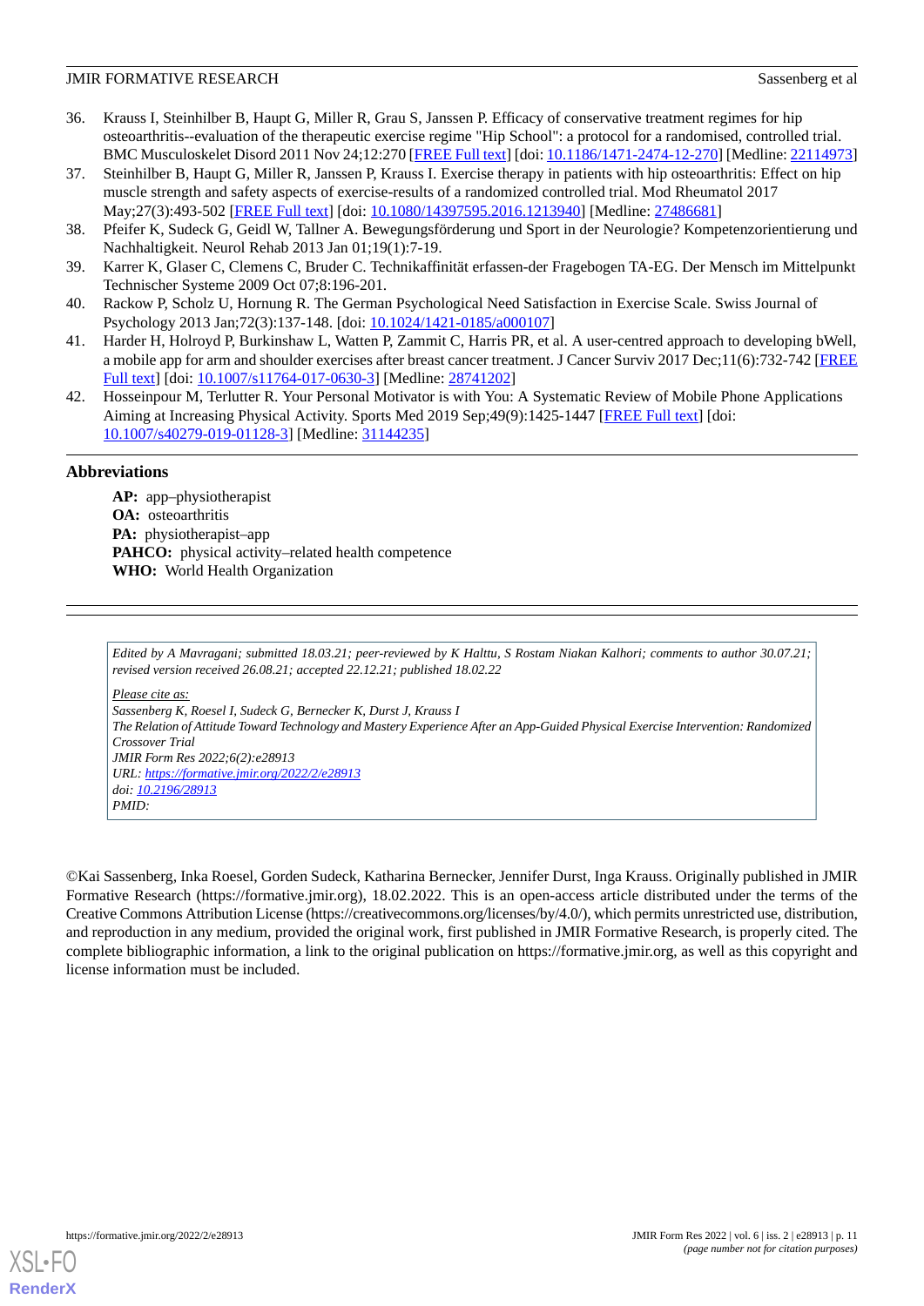36. Krauss I, Steinhilber B, Haupt G, Miller R, Grau S, Janssen P. Efficacy of conservative treatment regimes for hip osteoarthritis--evaluation of the therapeutic exercise regime "Hip School": a protocol for a randomised, controlled trial. BMC Musculoskelet Disord 2011 Nov 24;12:270 [FREE Full text] [doi: 10.1186/1471-2474-12-270] [Medline: 22114973]
37. Steinhilber B, Haupt G, Miller R, Janssen P, Krauss I. Exercise therapy in patients with hip osteoarthritis: Effect on hip muscle strength and safety aspects of exercise-results of a randomized controlled trial. Mod Rheumatol 2017 May;27(3):493-502 [FREE Full text] [doi: 10.1080/14397595.2016.1213940] [Medline: 27486681]
38. Pfeifer K, Sudeck G, Geidl W, Tallner A. Bewegungsförderung und Sport in der Neurologie? Kompetenzorientierung und Nachhaltigkeit. Neurol Rehab 2013 Jan 01;19(1):7-19.
39. Karrer K, Glaser C, Clemens C, Bruder C. Technikaffinität erfassen-der Fragebogen TA-EG. Der Mensch im Mittelpunkt Technischer Systeme 2009 Oct 07;8:196-201.
40. Rackow P, Scholz U, Hornung R. The German Psychological Need Satisfaction in Exercise Scale. Swiss Journal of Psychology 2013 Jan;72(3):137-148. [doi: 10.1024/1421-0185/a000107]
41. Harder H, Holroyd P, Burkinshaw L, Watten P, Zammit C, Harris PR, et al. A user-centred approach to developing bWell, a mobile app for arm and shoulder exercises after breast cancer treatment. J Cancer Surviv 2017 Dec;11(6):732-742 [FREE Full text] [doi: 10.1007/s11764-017-0630-3] [Medline: 28741202]
42. Hosseinpour M, Terlutter R. Your Personal Motivator is with You: A Systematic Review of Mobile Phone Applications Aiming at Increasing Physical Activity. Sports Med 2019 Sep;49(9):1425-1447 [FREE Full text] [doi: 10.1007/s40279-019-01128-3] [Medline: 31144235]

## Abbreviations

**AP:** app–physiotherapist
**OA:** osteoarthritis
**PA:** physiotherapist–app
**PAHCO:** physical activity–related health competence
**WHO:** World Health Organization

*Edited by A Mavragani; submitted 18.03.21; peer-reviewed by K Halttu, S Rostam Niakan Kalhori; comments to author 30.07.21; revised version received 26.08.21; accepted 22.12.21; published 18.02.22*

*Please cite as:*
*Sassenberg K, Roesel I, Sudeck G, Bernecker K, Durst J, Krauss I*
*The Relation of Attitude Toward Technology and Mastery Experience After an App-Guided Physical Exercise Intervention: Randomized Crossover Trial*
*JMIR Form Res 2022;6(2):e28913*
*URL: https://formative.jmir.org/2022/2/e28913*
*doi: 10.2196/28913*
*PMID:*

©Kai Sassenberg, Inka Roesel, Gorden Sudeck, Katharina Bernecker, Jennifer Durst, Inga Krauss. Originally published in JMIR Formative Research (https://formative.jmir.org), 18.02.2022. This is an open-access article distributed under the terms of the Creative Commons Attribution License (https://creativecommons.org/licenses/by/4.0/), which permits unrestricted use, distribution, and reproduction in any medium, provided the original work, first published in JMIR Formative Research, is properly cited. The complete bibliographic information, a link to the original publication on https://formative.jmir.org, as well as this copyright and license information must be included.